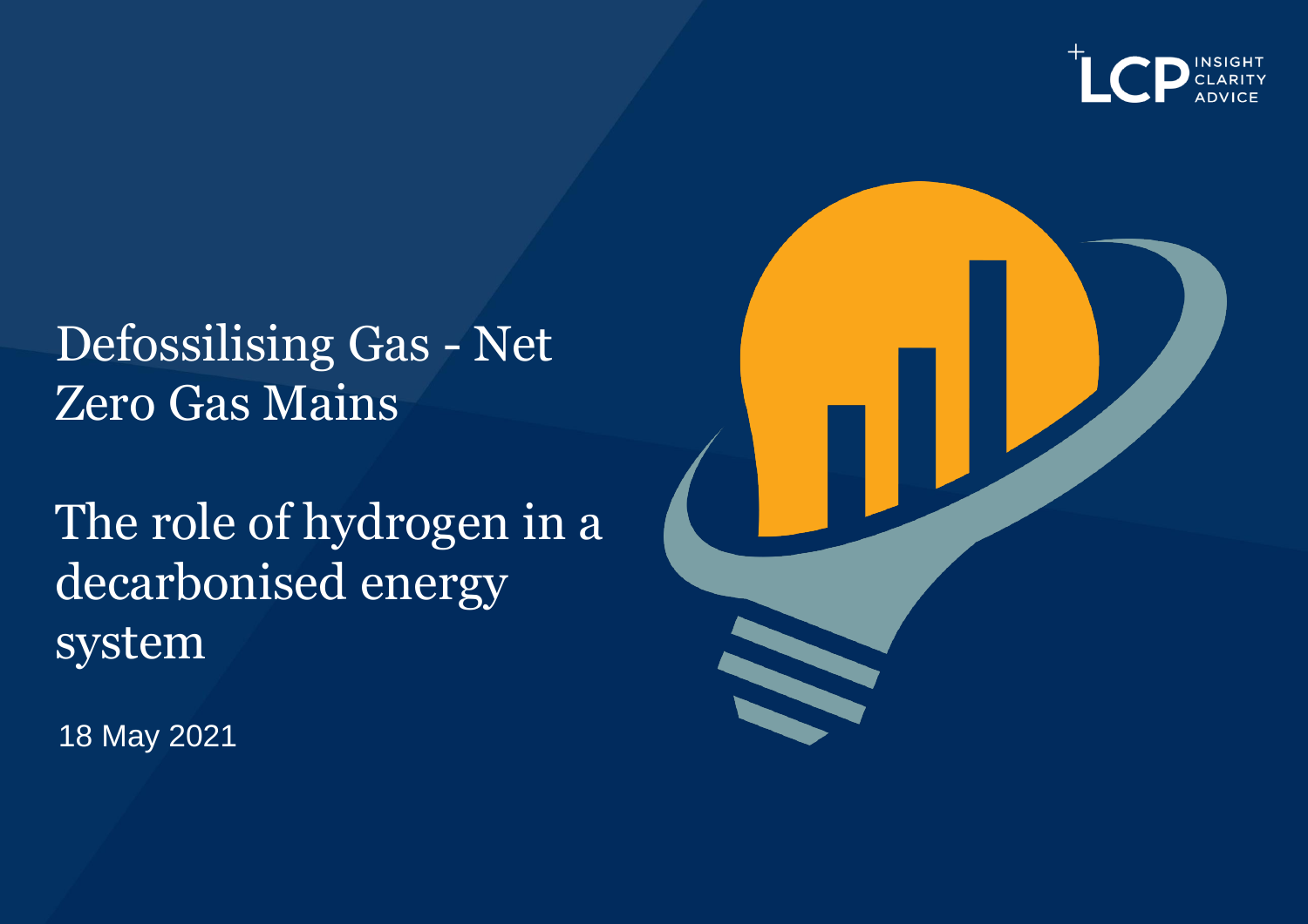# Defossilising Gas - Net Zero Gas Mains

## The role of hydrogen in a decarbonised energy system

18 May 2021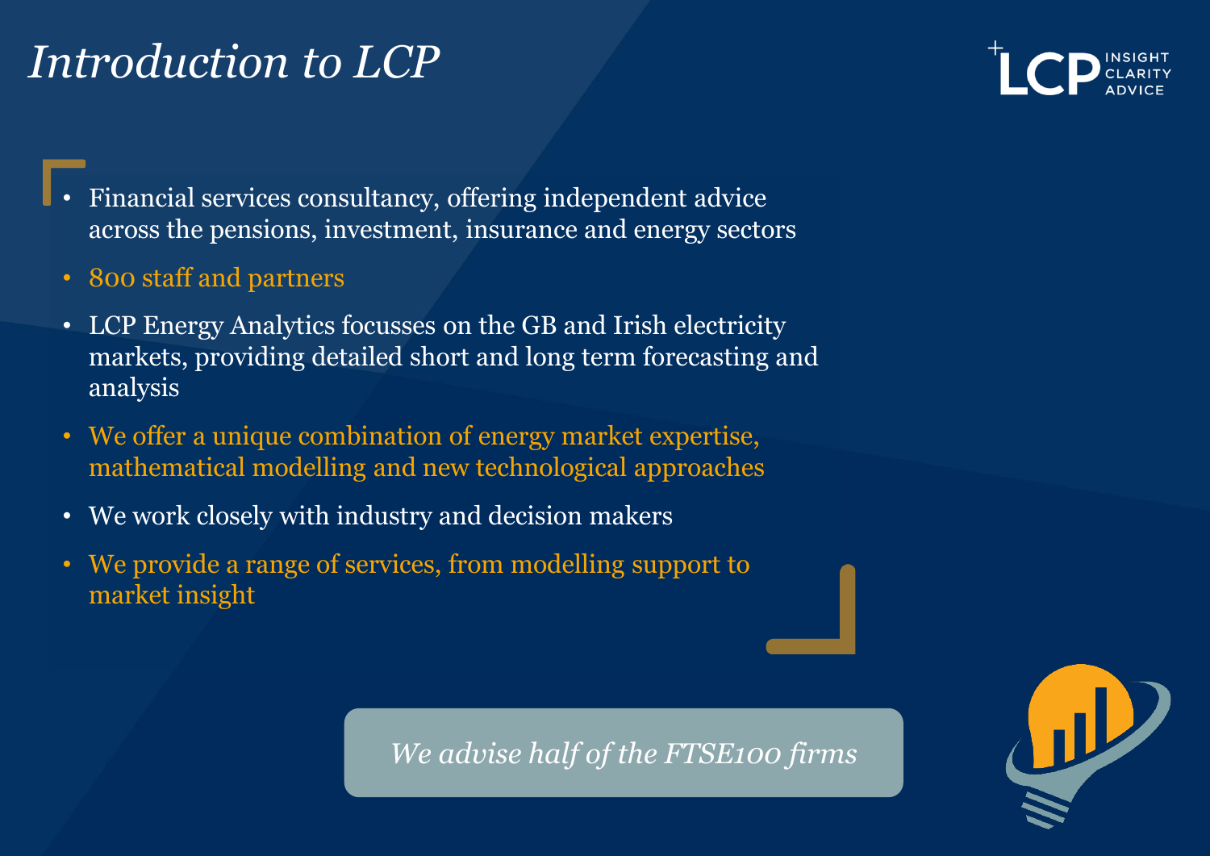# *Introduction to LCP*

- Financial services consultancy, offering independent advice across the pensions, investment, insurance and energy sectors
- 800 staff and partners
- LCP Energy Analytics focusses on the GB and Irish electricity markets, providing detailed short and long term forecasting and analysis
- We offer a unique combination of energy market expertise, mathematical modelling and new technological approaches
- We work closely with industry and decision makers
- We provide a range of services, from modelling support to market insight

*We advise half of the FTSE100 firms*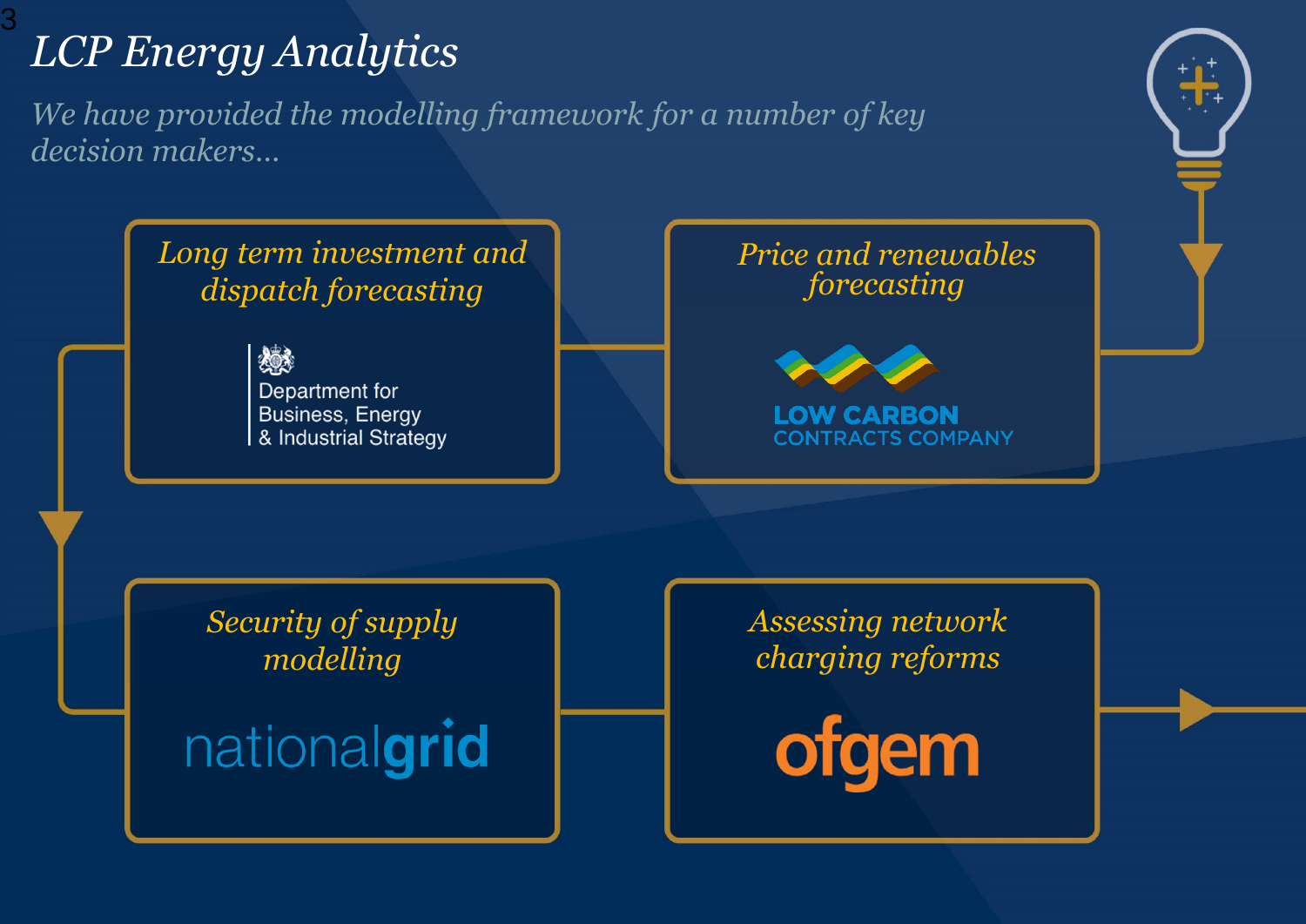# *LCP Energy Analytics*

*We have provided the modelling framework for a number of key decision makers…*

### *Long term investment and dispatch forecasting*

Department for Business, Energy & Industrial Strategy

### *Price and renewables forecasting*

LOW CARBON CONTRACTS COMPANY

### *Security of supply modelling*

nationalgrid

### *Assessing network charging reforms*

ofgem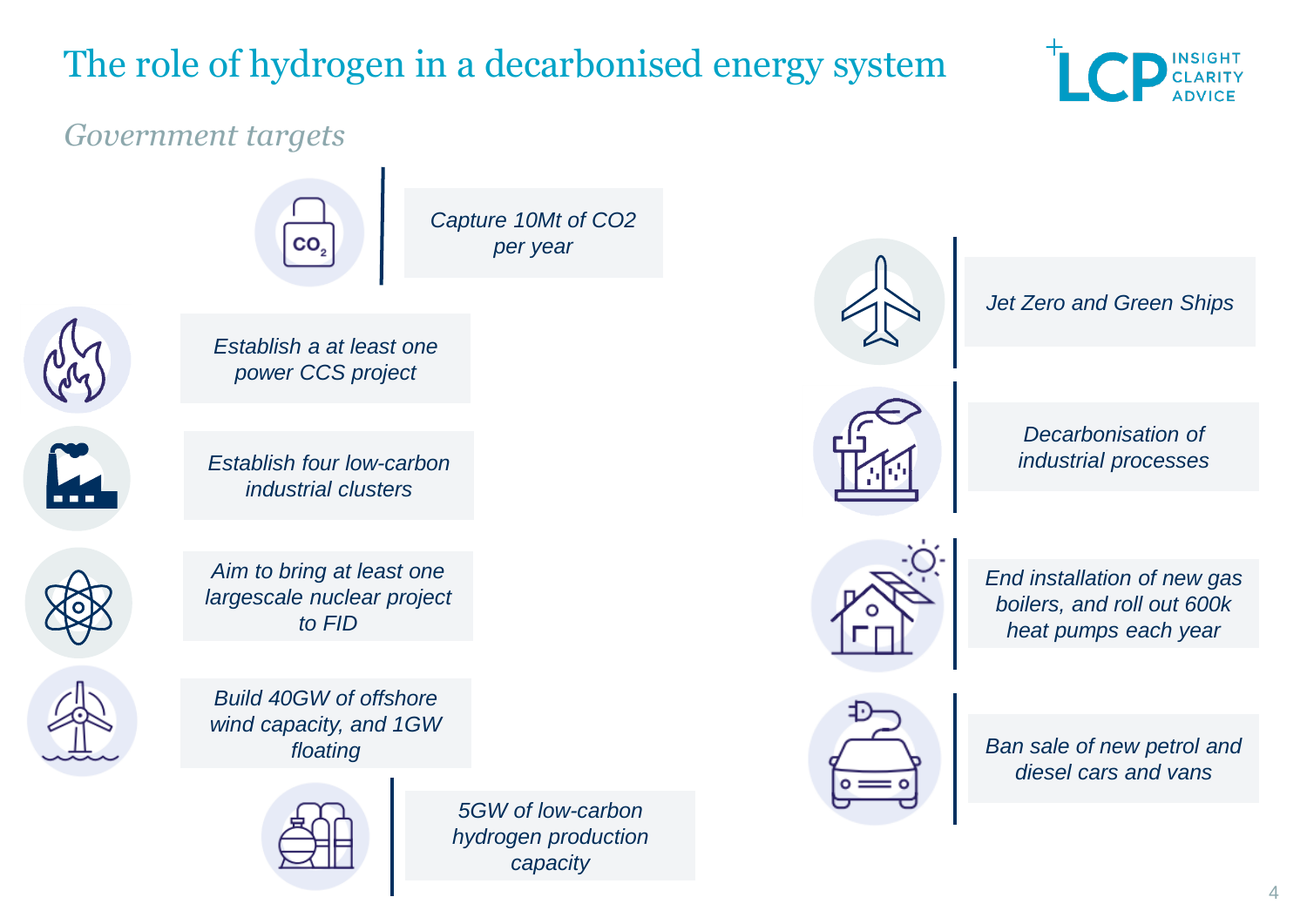# The role of hydrogen in a decarbonised energy system

*Government targets*

- *Capture 10Mt of CO2 per year*
- *Establish a at least one power CCS project*
- *Establish four low-carbon industrial clusters*
- *Aim to bring at least one largescale nuclear project to FID*
- *Build 40GW of offshore wind capacity, and 1GW floating*
- *5GW of low-carbon hydrogen production capacity*
- *Jet Zero and Green Ships*
- *Decarbonisation of industrial processes*
- *End installation of new gas boilers, and roll out 600k heat pumps each year*
- *Ban sale of new petrol and diesel cars and vans*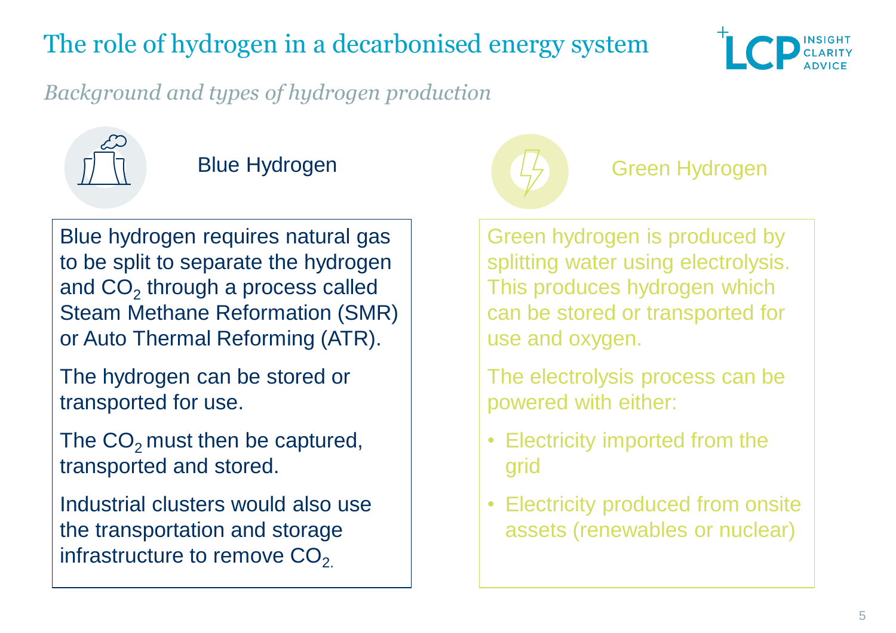# The role of hydrogen in a decarbonised energy system

*Background and types of hydrogen production*

## Blue Hydrogen

Blue hydrogen requires natural gas to be split to separate the hydrogen and $CO_2$ through a process called Steam Methane Reformation (SMR) or Auto Thermal Reforming (ATR).

The hydrogen can be stored or transported for use.

The $CO_2$ must then be captured, transported and stored.

Industrial clusters would also use the transportation and storage infrastructure to remove $CO_2$.

## Green Hydrogen

Green hydrogen is produced by splitting water using electrolysis. This produces hydrogen which can be stored or transported for use and oxygen.

The electrolysis process can be powered with either:

- Electricity imported from the grid
- Electricity produced from onsite assets (renewables or nuclear)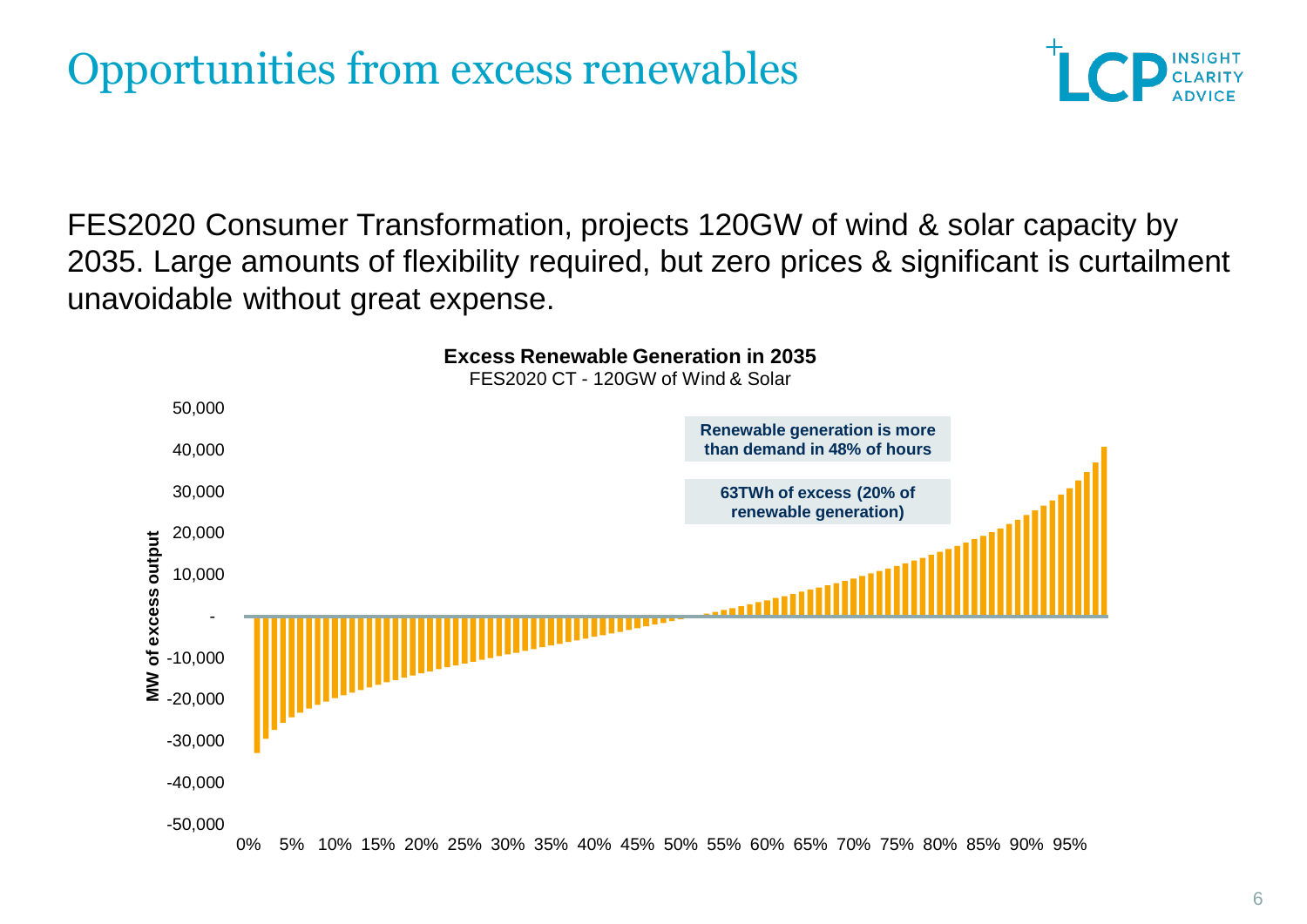# Opportunities from excess renewables

FES2020 Consumer Transformation, projects 120GW of wind & solar capacity by 2035. Large amounts of flexibility required, but zero prices & significant is curtailment unavoidable without great expense.

**Excess Renewable Generation in 2035**

FES2020 CT - 120GW of Wind & Solar

**Renewable generation is more than demand in 48% of hours**

**63TWh of excess (20% of renewable generation)**

MW of excess output: 50,000; 40,000; 30,000; 20,000; 10,000; -; -10,000; -20,000; -30,000; -40,000; -50,000

0% 5% 10% 15% 20% 25% 30% 35% 40% 45% 50% 55% 60% 65% 70% 75% 80% 85% 90% 95%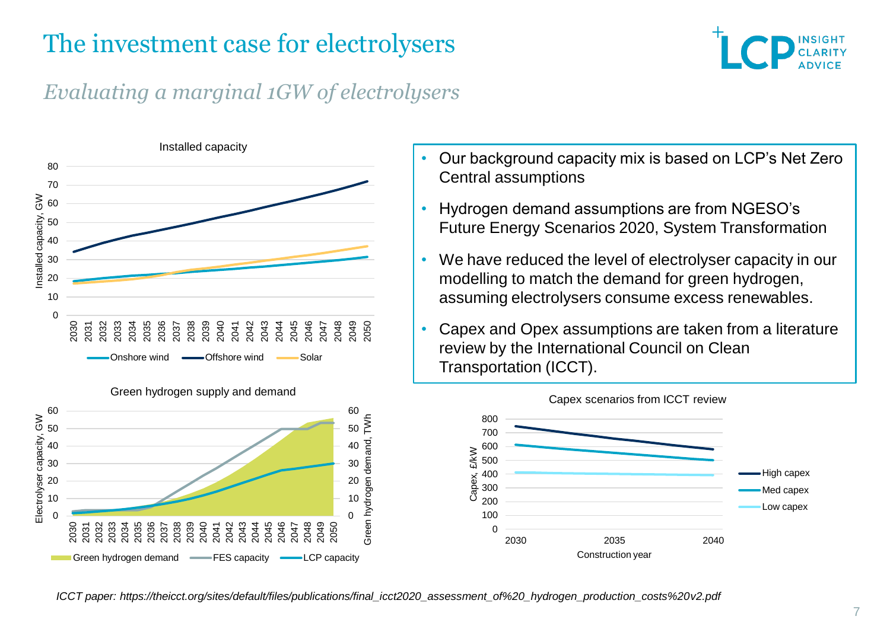# The investment case for electrolysers

## *Evaluating a marginal 1GW of electrolysers*

Installed capacity

Green hydrogen supply and demand

- Our background capacity mix is based on LCP's Net Zero Central assumptions
- Hydrogen demand assumptions are from NGESO's Future Energy Scenarios 2020, System Transformation
- We have reduced the level of electrolyser capacity in our modelling to match the demand for green hydrogen, assuming electrolysers consume excess renewables.
- Capex and Opex assumptions are taken from a literature review by the International Council on Clean Transportation (ICCT).

Capex scenarios from ICCT review

*ICCT paper: https://theicct.org/sites/default/files/publications/final_icct2020_assessment_of%20_hydrogen_production_costs%20v2.pdf*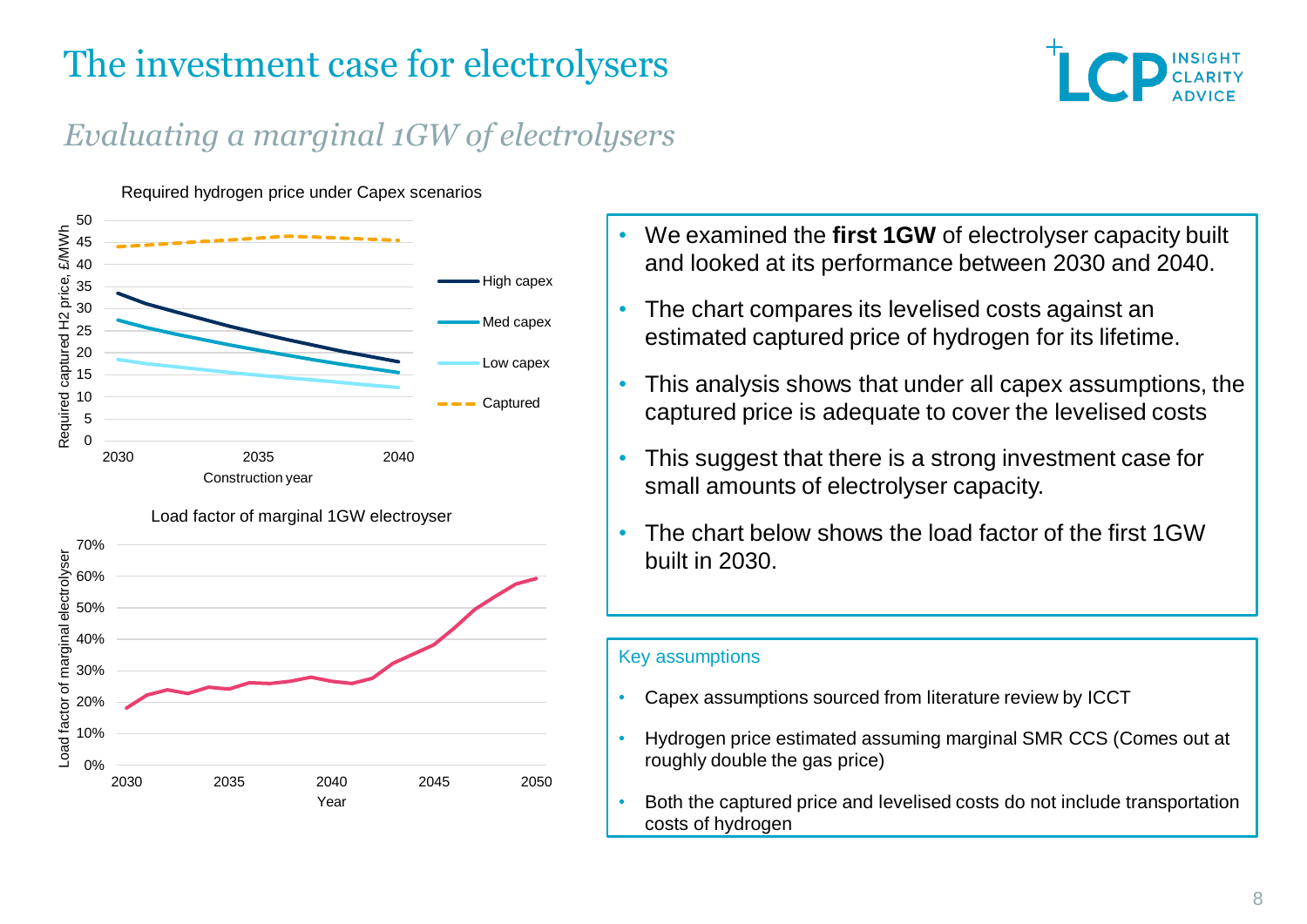# The investment case for electrolysers

## *Evaluating a marginal 1GW of electrolysers*

Required hydrogen price under Capex scenarios

Load factor of marginal 1GW electroyser

- We examined the **first 1GW** of electrolyser capacity built and looked at its performance between 2030 and 2040.
- The chart compares its levelised costs against an estimated captured price of hydrogen for its lifetime.
- This analysis shows that under all capex assumptions, the captured price is adequate to cover the levelised costs
- This suggest that there is a strong investment case for small amounts of electrolyser capacity.
- The chart below shows the load factor of the first 1GW built in 2030.

### Key assumptions

- Capex assumptions sourced from literature review by ICCT
- Hydrogen price estimated assuming marginal SMR CCS (Comes out at roughly double the gas price)
- Both the captured price and levelised costs do not include transportation costs of hydrogen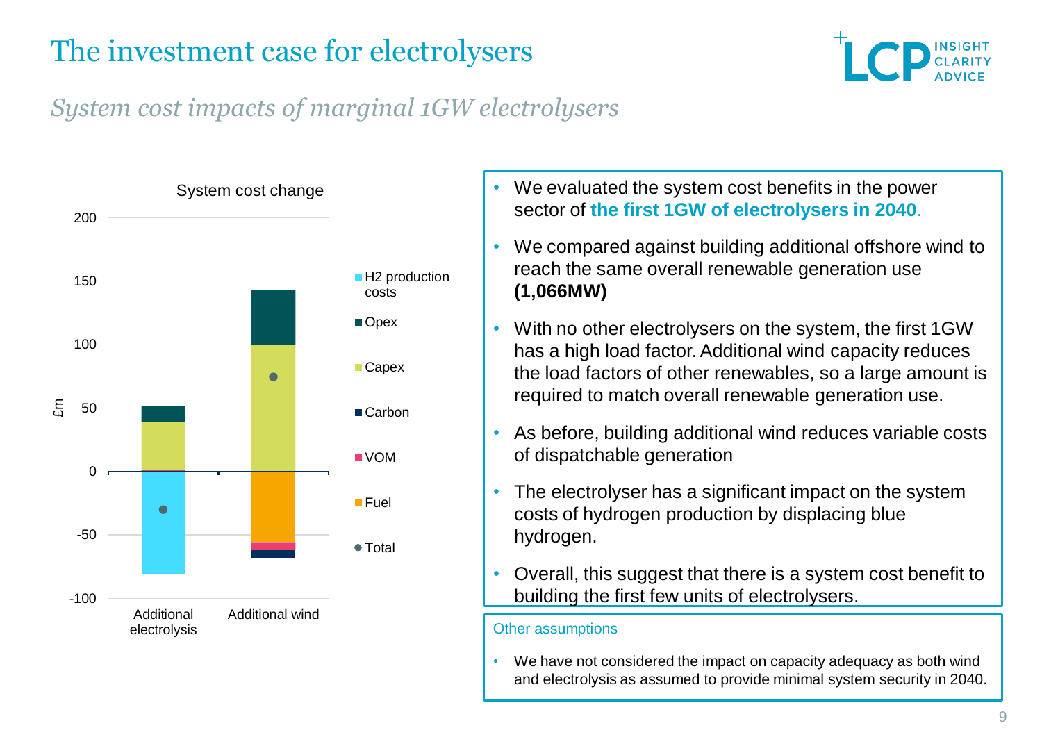# The investment case for electrolysers

*System cost impacts of marginal 1GW electrolysers*

System cost change

£m

- H2 production costs
- Opex
- Capex
- Carbon
- VOM
- Fuel
- Total

Additional electrolysis | Additional wind

- We evaluated the system cost benefits in the power sector of **the first 1GW of electrolysers in 2040**.
- We compared against building additional offshore wind to reach the same overall renewable generation use **(1,066MW)**
- With no other electrolysers on the system, the first 1GW has a high load factor. Additional wind capacity reduces the load factors of other renewables, so a large amount is required to match overall renewable generation use.
- As before, building additional wind reduces variable costs of dispatchable generation
- The electrolyser has a significant impact on the system costs of hydrogen production by displacing blue hydrogen.
- Overall, this suggest that there is a system cost benefit to building the first few units of electrolysers.

Other assumptions

- We have not considered the impact on capacity adequacy as both wind and electrolysis as assumed to provide minimal system security in 2040.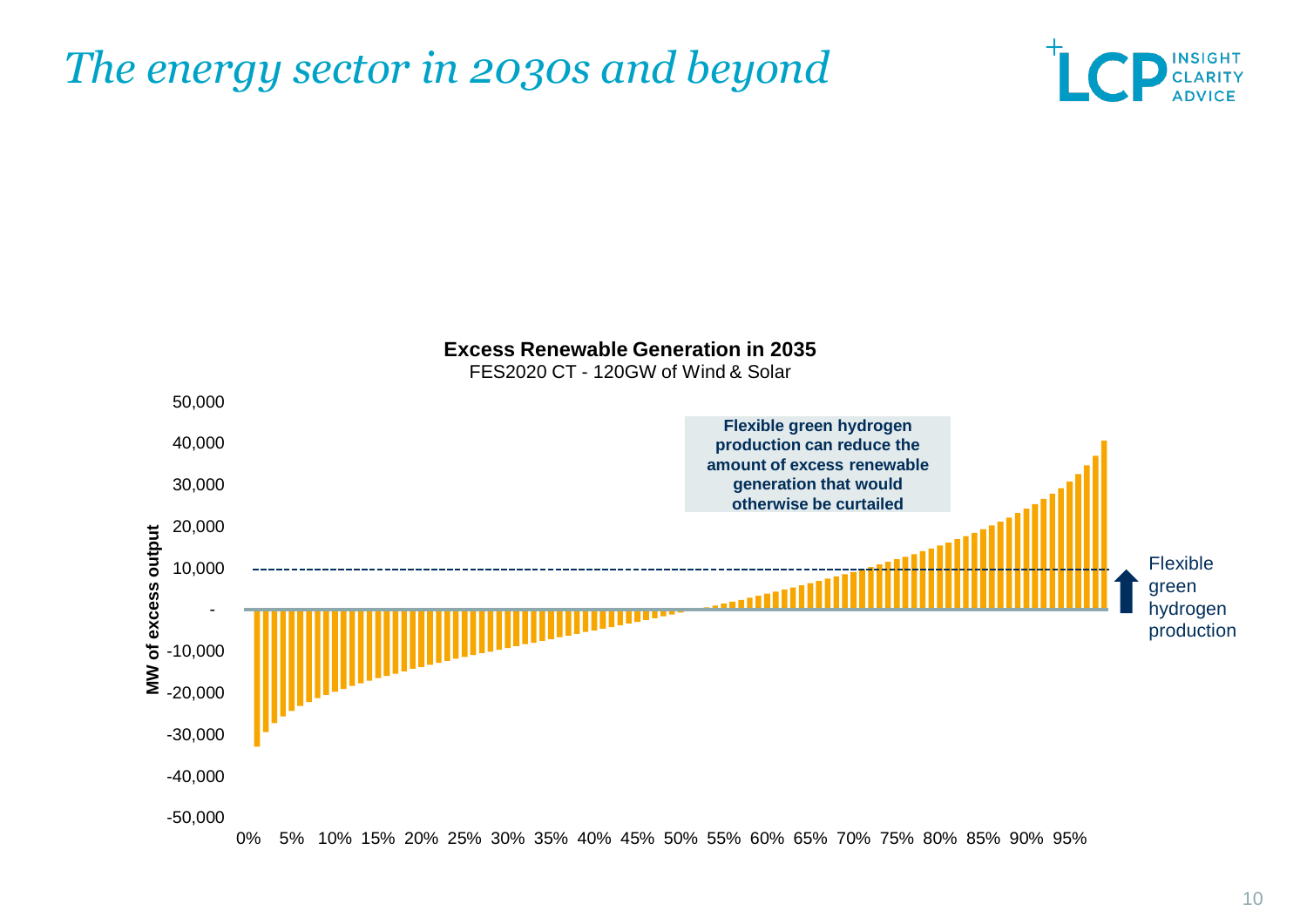# The energy sector in 2030s and beyond

**Excess Renewable Generation in 2035**

FES2020 CT - 120GW of Wind & Solar

**Flexible green hydrogen production can reduce the amount of excess renewable generation that would otherwise be curtailed**

Flexible green hydrogen production

MW of excess output

50,000
40,000
30,000
20,000
10,000
-
-10,000
-20,000
-30,000
-40,000
-50,000

0% 5% 10% 15% 20% 25% 30% 35% 40% 45% 50% 55% 60% 65% 70% 75% 80% 85% 90% 95%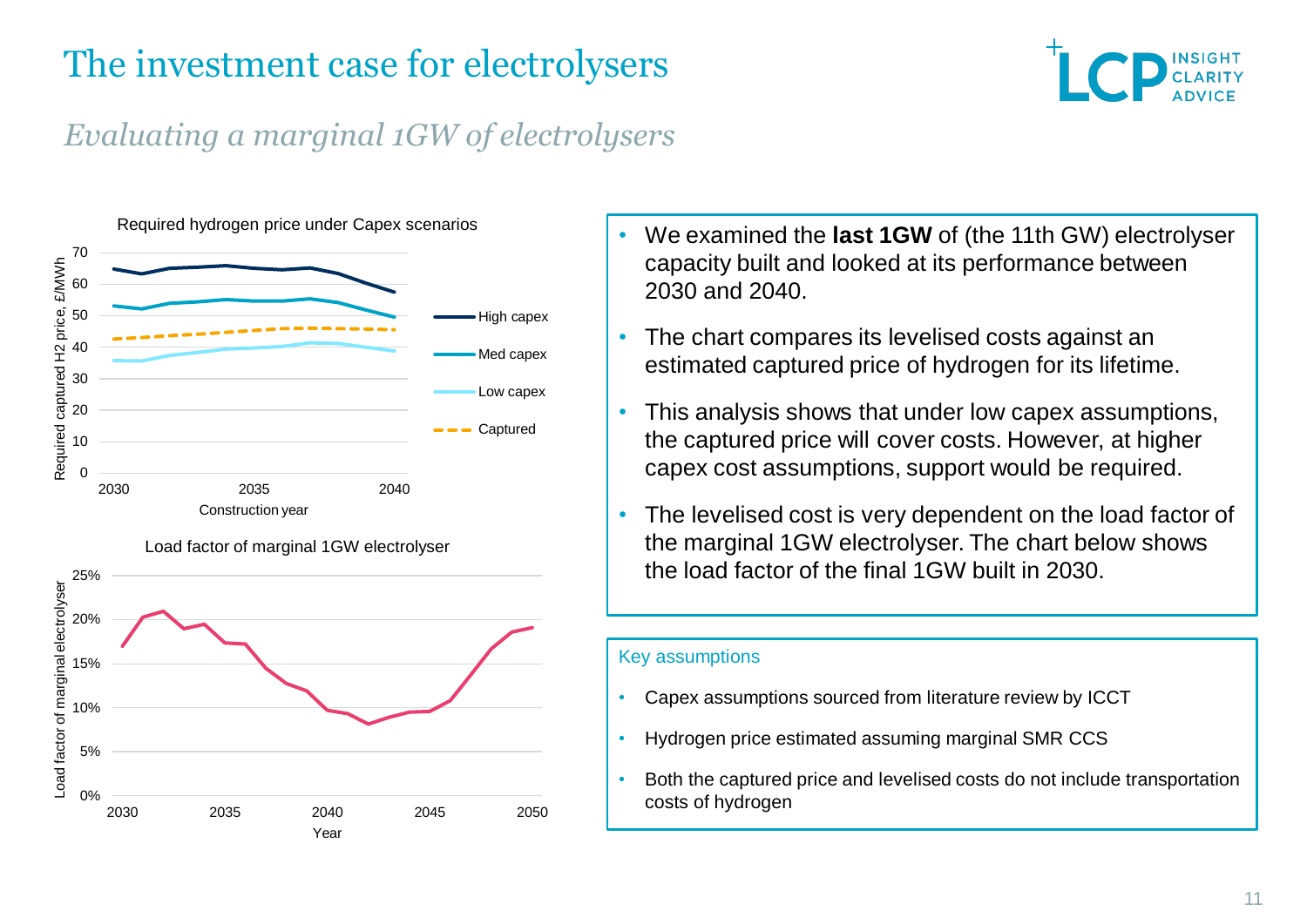# The investment case for electrolysers

## *Evaluating a marginal 1GW of electrolysers*

Required hydrogen price under Capex scenarios

Load factor of marginal 1GW electrolyser

- We examined the **last 1GW** of (the 11th GW) electrolyser capacity built and looked at its performance between 2030 and 2040.
- The chart compares its levelised costs against an estimated captured price of hydrogen for its lifetime.
- This analysis shows that under low capex assumptions, the captured price will cover costs. However, at higher capex cost assumptions, support would be required.
- The levelised cost is very dependent on the load factor of the marginal 1GW electrolyser. The chart below shows the load factor of the final 1GW built in 2030.

### Key assumptions

- Capex assumptions sourced from literature review by ICCT
- Hydrogen price estimated assuming marginal SMR CCS
- Both the captured price and levelised costs do not include transportation costs of hydrogen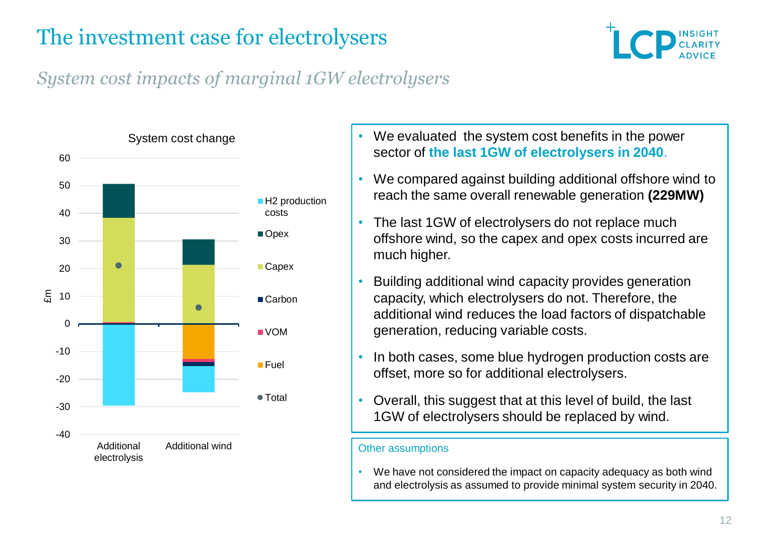# The investment case for electrolysers

*System cost impacts of marginal 1GW electrolysers*

System cost change

- We evaluated the system cost benefits in the power sector of **the last 1GW of electrolysers in 2040**.
- We compared against building additional offshore wind to reach the same overall renewable generation **(229MW)**
- The last 1GW of electrolysers do not replace much offshore wind, so the capex and opex costs incurred are much higher.
- Building additional wind capacity provides generation capacity, which electrolysers do not. Therefore, the additional wind reduces the load factors of dispatchable generation, reducing variable costs.
- In both cases, some blue hydrogen production costs are offset, more so for additional electrolysers.
- Overall, this suggest that at this level of build, the last 1GW of electrolysers should be replaced by wind.

Other assumptions

- We have not considered the impact on capacity adequacy as both wind and electrolysis as assumed to provide minimal system security in 2040.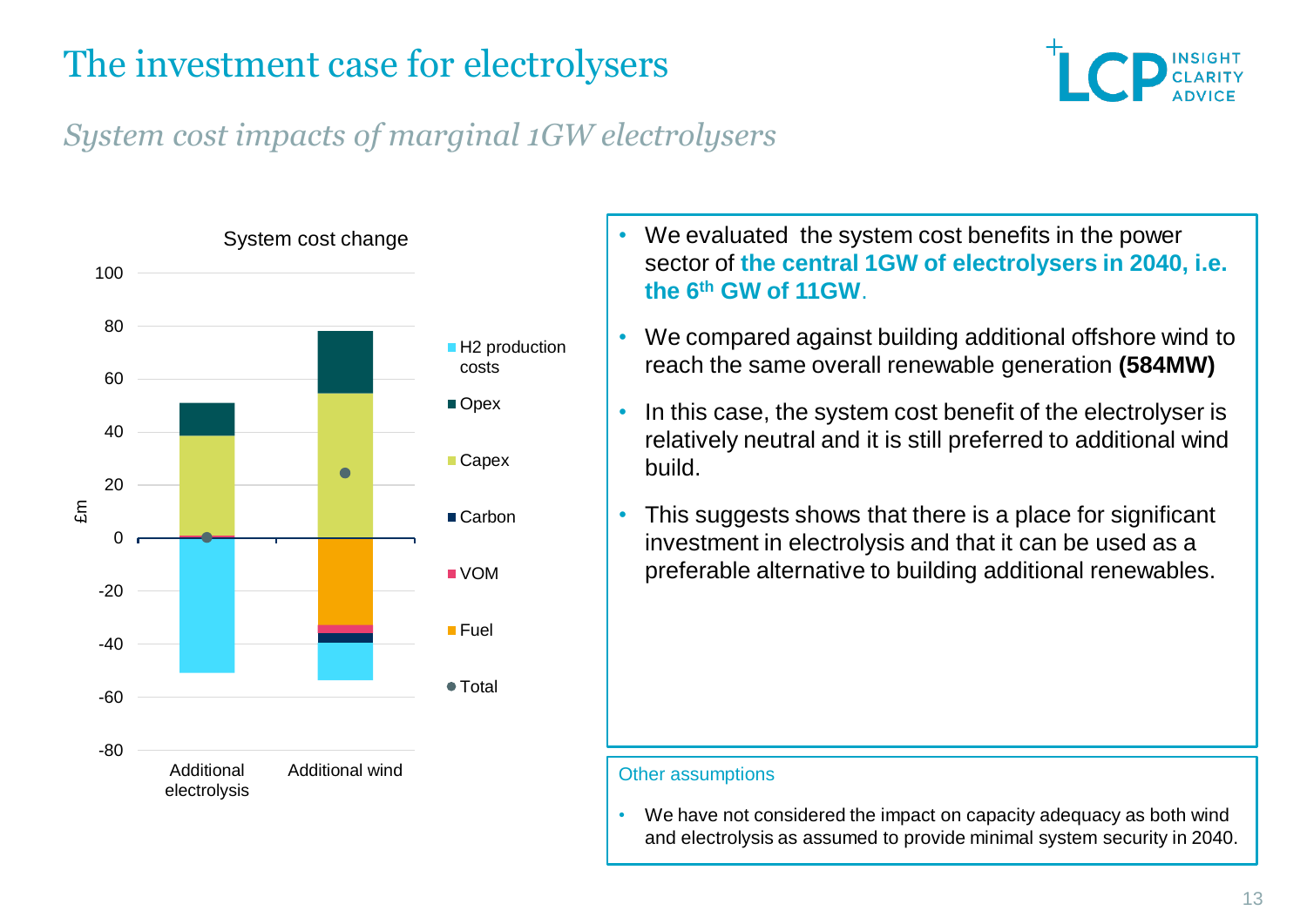# The investment case for electrolysers

*System cost impacts of marginal 1GW electrolysers*

**System cost change** (£m)

| | H2 production costs | Opex | Capex | Carbon | VOM | Fuel | Total |
|---|---|---|---|---|---|---|---|
| Additional electrolysis | ~-51 | ~12 | ~38 | ~0 | ~1 | 0 | ~0 |
| Additional wind | ~-14 | ~24 | ~55 | ~-3 | ~-3 | ~-33 | ~25 |

- We evaluated the system cost benefits in the power sector of **the central 1GW of electrolysers in 2040, i.e. the 6th GW of 11GW**.
- We compared against building additional offshore wind to reach the same overall renewable generation **(584MW)**
- In this case, the system cost benefit of the electrolyser is relatively neutral and it is still preferred to additional wind build.
- This suggests shows that there is a place for significant investment in electrolysis and that it can be used as a preferable alternative to building additional renewables.

**Other assumptions**

- We have not considered the impact on capacity adequacy as both wind and electrolysis as assumed to provide minimal system security in 2040.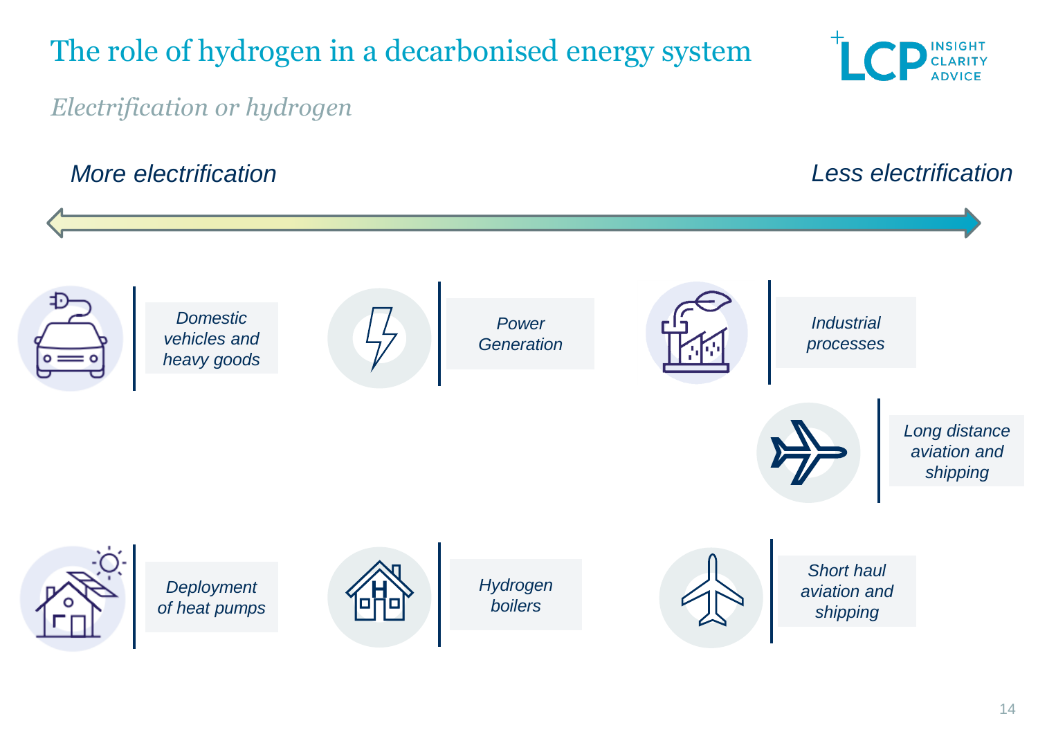# The role of hydrogen in a decarbonised energy system

*Electrification or hydrogen*

*More electrification* ⟷ *Less electrification*

- *Domestic vehicles and heavy goods*
- *Power Generation*
- *Industrial processes*
- *Long distance aviation and shipping*
- *Deployment of heat pumps*
- *Hydrogen boilers*
- *Short haul aviation and shipping*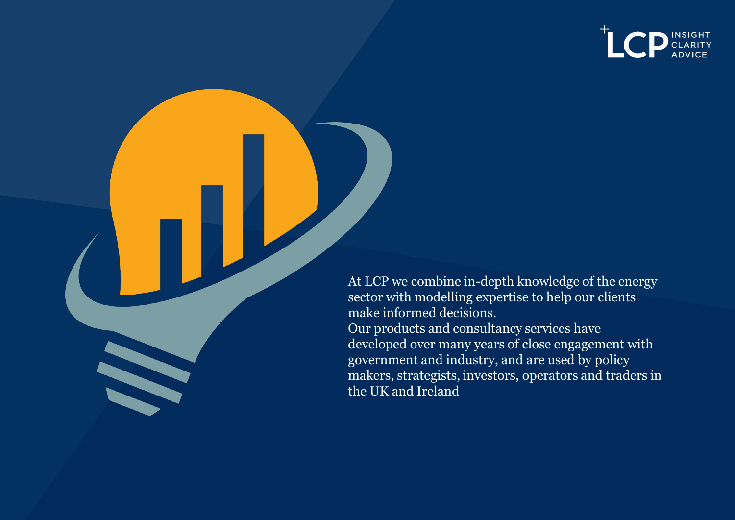LCP INSIGHT CLARITY ADVICE

At LCP we combine in-depth knowledge of the energy sector with modelling expertise to help our clients make informed decisions.

Our products and consultancy services have developed over many years of close engagement with government and industry, and are used by policy makers, strategists, investors, operators and traders in the UK and Ireland